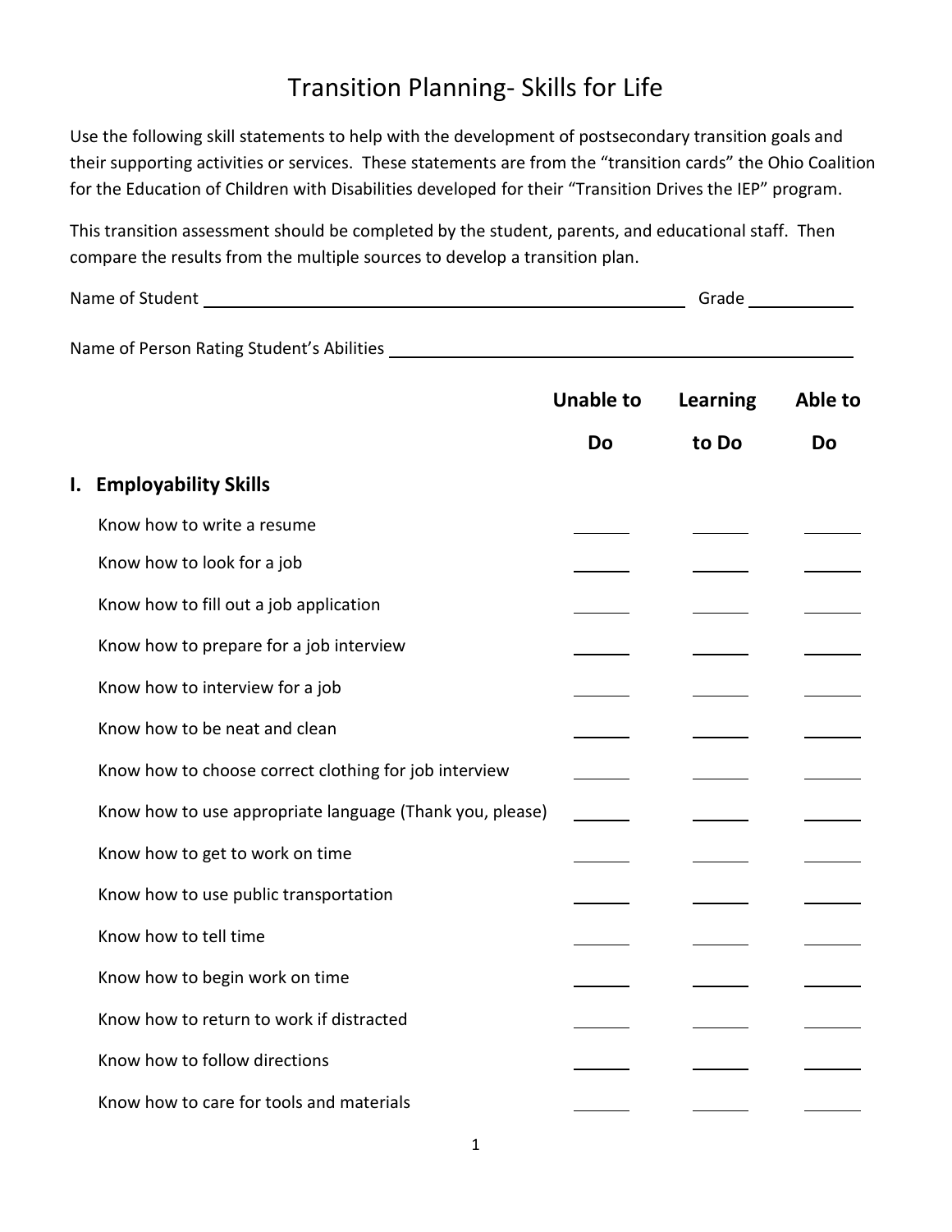# Transition Planning- Skills for Life

Use the following skill statements to help with the development of postsecondary transition goals and their supporting activities or services. These statements are from the "transition cards" the Ohio Coalition for the Education of Children with Disabilities developed for their "Transition Drives the IEP" program.

This transition assessment should be completed by the student, parents, and educational staff. Then compare the results from the multiple sources to develop a transition plan.

Name of Student \_\_\_\_\_\_\_\_\_\_\_\_\_\_\_\_\_\_\_\_\_\_\_\_\_\_\_\_\_\_\_\_\_\_\_\_\_\_\_\_ Grade \_\_\_\_\_\_\_\_\_\_

Name of Person Rating Student's Abilities \_\_\_\_\_\_\_\_\_\_\_\_\_\_\_\_\_\_\_\_\_\_\_\_\_\_\_\_\_\_\_\_\_\_\_\_\_\_\_\_

| | Unable to Do | Learning to Do | Able to Do |
|---|---|---|---|
| **I. Employability Skills** | | | |
| Know how to write a resume | ______ | ______ | ______ |
| Know how to look for a job | ______ | ______ | ______ |
| Know how to fill out a job application | ______ | ______ | ______ |
| Know how to prepare for a job interview | ______ | ______ | ______ |
| Know how to interview for a job | ______ | ______ | ______ |
| Know how to be neat and clean | ______ | ______ | ______ |
| Know how to choose correct clothing for job interview | ______ | ______ | ______ |
| Know how to use appropriate language (Thank you, please) | ______ | ______ | ______ |
| Know how to get to work on time | ______ | ______ | ______ |
| Know how to use public transportation | ______ | ______ | ______ |
| Know how to tell time | ______ | ______ | ______ |
| Know how to begin work on time | ______ | ______ | ______ |
| Know how to return to work if distracted | ______ | ______ | ______ |
| Know how to follow directions | ______ | ______ | ______ |
| Know how to care for tools and materials | ______ | ______ | ______ |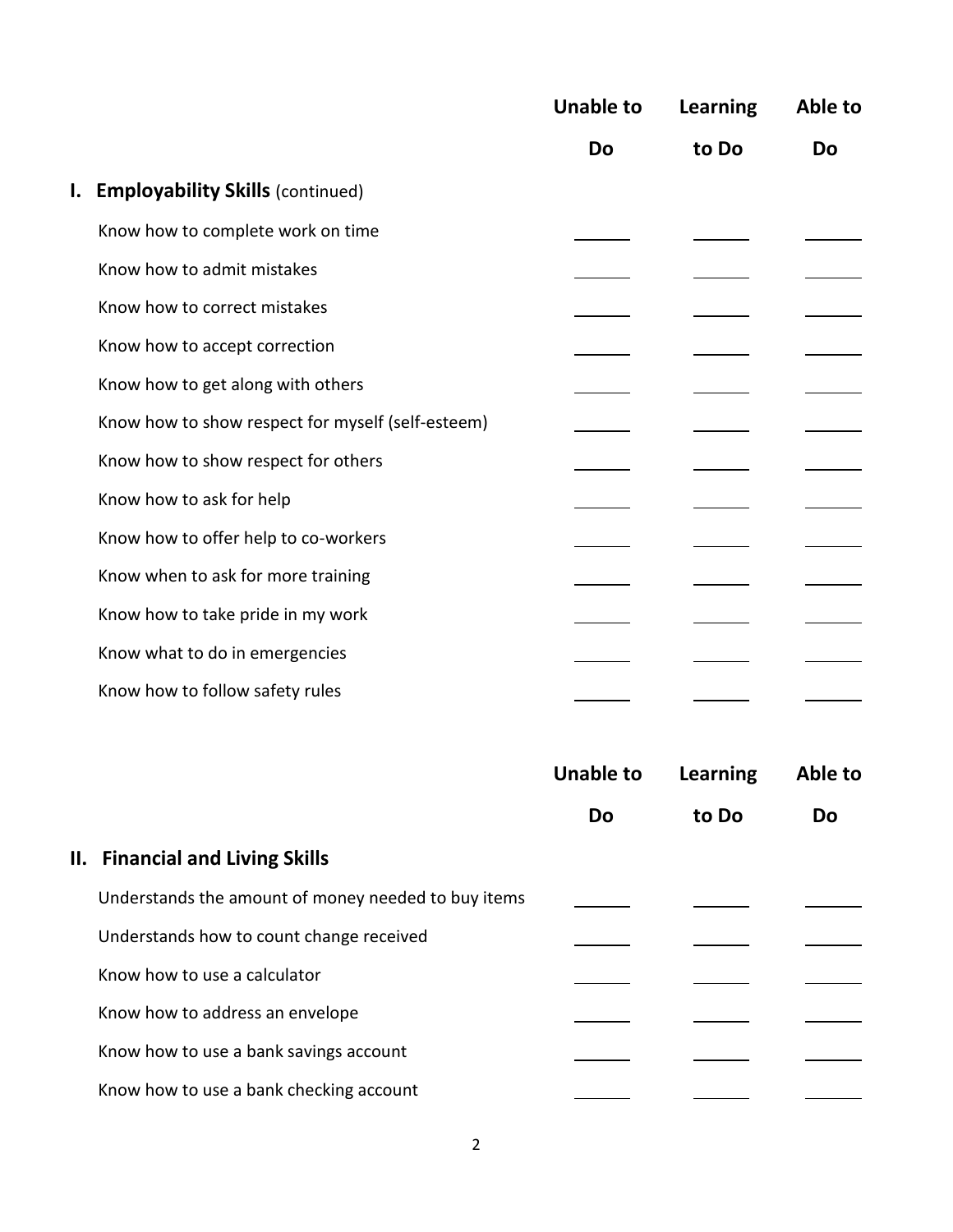| | Unable to Do | Learning to Do | Able to Do |
|---|---|---|---|
| **I. Employability Skills** (continued) | | | |
| Know how to complete work on time | ______ | ______ | ______ |
| Know how to admit mistakes | ______ | ______ | ______ |
| Know how to correct mistakes | ______ | ______ | ______ |
| Know how to accept correction | ______ | ______ | ______ |
| Know how to get along with others | ______ | ______ | ______ |
| Know how to show respect for myself (self-esteem) | ______ | ______ | ______ |
| Know how to show respect for others | ______ | ______ | ______ |
| Know how to ask for help | ______ | ______ | ______ |
| Know how to offer help to co-workers | ______ | ______ | ______ |
| Know when to ask for more training | ______ | ______ | ______ |
| Know how to take pride in my work | ______ | ______ | ______ |
| Know what to do in emergencies | ______ | ______ | ______ |
| Know how to follow safety rules | ______ | ______ | ______ |

| | Unable to Do | Learning to Do | Able to Do |
|---|---|---|---|
| **II. Financial and Living Skills** | | | |
| Understands the amount of money needed to buy items | ______ | ______ | ______ |
| Understands how to count change received | ______ | ______ | ______ |
| Know how to use a calculator | ______ | ______ | ______ |
| Know how to address an envelope | ______ | ______ | ______ |
| Know how to use a bank savings account | ______ | ______ | ______ |
| Know how to use a bank checking account | ______ | ______ | ______ |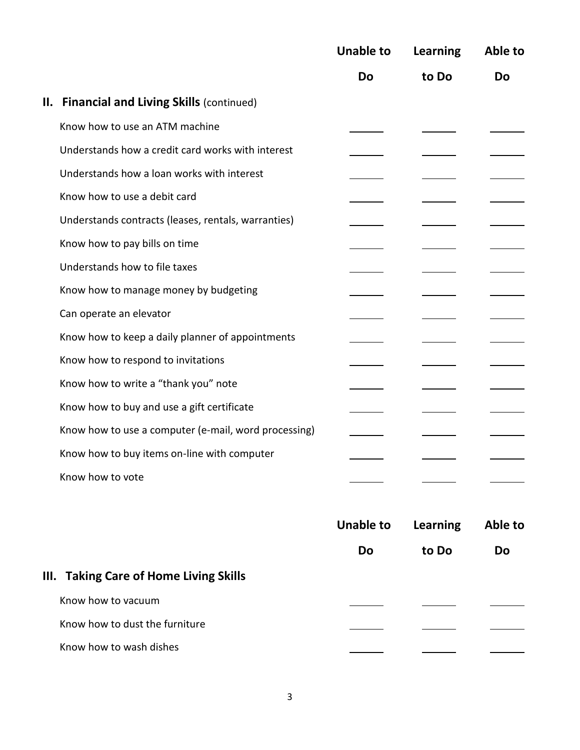| | Unable to Do | Learning to Do | Able to Do |
|---|---|---|---|
| **II. Financial and Living Skills** (continued) | | | |
| Know how to use an ATM machine | ______ | ______ | ______ |
| Understands how a credit card works with interest | ______ | ______ | ______ |
| Understands how a loan works with interest | ______ | ______ | ______ |
| Know how to use a debit card | ______ | ______ | ______ |
| Understands contracts (leases, rentals, warranties) | ______ | ______ | ______ |
| Know how to pay bills on time | ______ | ______ | ______ |
| Understands how to file taxes | ______ | ______ | ______ |
| Know how to manage money by budgeting | ______ | ______ | ______ |
| Can operate an elevator | ______ | ______ | ______ |
| Know how to keep a daily planner of appointments | ______ | ______ | ______ |
| Know how to respond to invitations | ______ | ______ | ______ |
| Know how to write a "thank you" note | ______ | ______ | ______ |
| Know how to buy and use a gift certificate | ______ | ______ | ______ |
| Know how to use a computer (e-mail, word processing) | ______ | ______ | ______ |
| Know how to buy items on-line with computer | ______ | ______ | ______ |
| Know how to vote | ______ | ______ | ______ |

| | Unable to Do | Learning to Do | Able to Do |
|---|---|---|---|
| **III. Taking Care of Home Living Skills** | | | |
| Know how to vacuum | ______ | ______ | ______ |
| Know how to dust the furniture | ______ | ______ | ______ |
| Know how to wash dishes | ______ | ______ | ______ |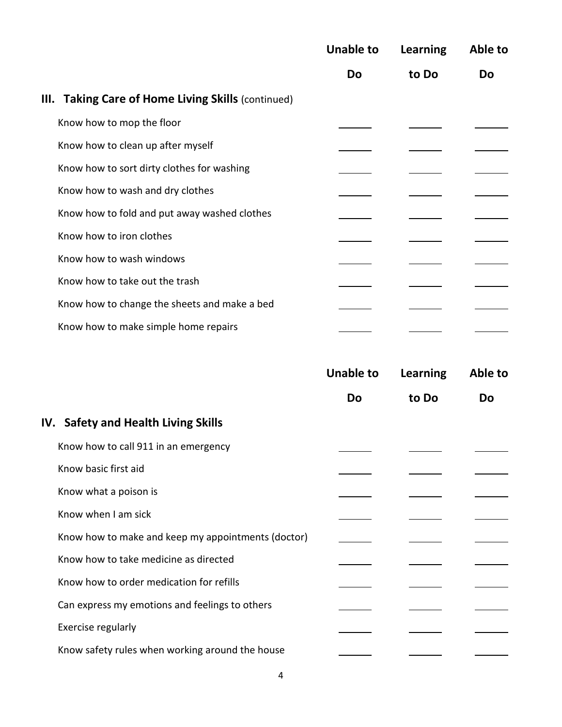| | Unable to Do | Learning to Do | Able to Do |
|---|---|---|---|
| **III. Taking Care of Home Living Skills** (continued) | | | |
| Know how to mop the floor | ______ | ______ | ______ |
| Know how to clean up after myself | ______ | ______ | ______ |
| Know how to sort dirty clothes for washing | ______ | ______ | ______ |
| Know how to wash and dry clothes | ______ | ______ | ______ |
| Know how to fold and put away washed clothes | ______ | ______ | ______ |
| Know how to iron clothes | ______ | ______ | ______ |
| Know how to wash windows | ______ | ______ | ______ |
| Know how to take out the trash | ______ | ______ | ______ |
| Know how to change the sheets and make a bed | ______ | ______ | ______ |
| Know how to make simple home repairs | ______ | ______ | ______ |

| | Unable to Do | Learning to Do | Able to Do |
|---|---|---|---|
| **IV. Safety and Health Living Skills** | | | |
| Know how to call 911 in an emergency | ______ | ______ | ______ |
| Know basic first aid | ______ | ______ | ______ |
| Know what a poison is | ______ | ______ | ______ |
| Know when I am sick | ______ | ______ | ______ |
| Know how to make and keep my appointments (doctor) | ______ | ______ | ______ |
| Know how to take medicine as directed | ______ | ______ | ______ |
| Know how to order medication for refills | ______ | ______ | ______ |
| Can express my emotions and feelings to others | ______ | ______ | ______ |
| Exercise regularly | ______ | ______ | ______ |
| Know safety rules when working around the house | ______ | ______ | ______ |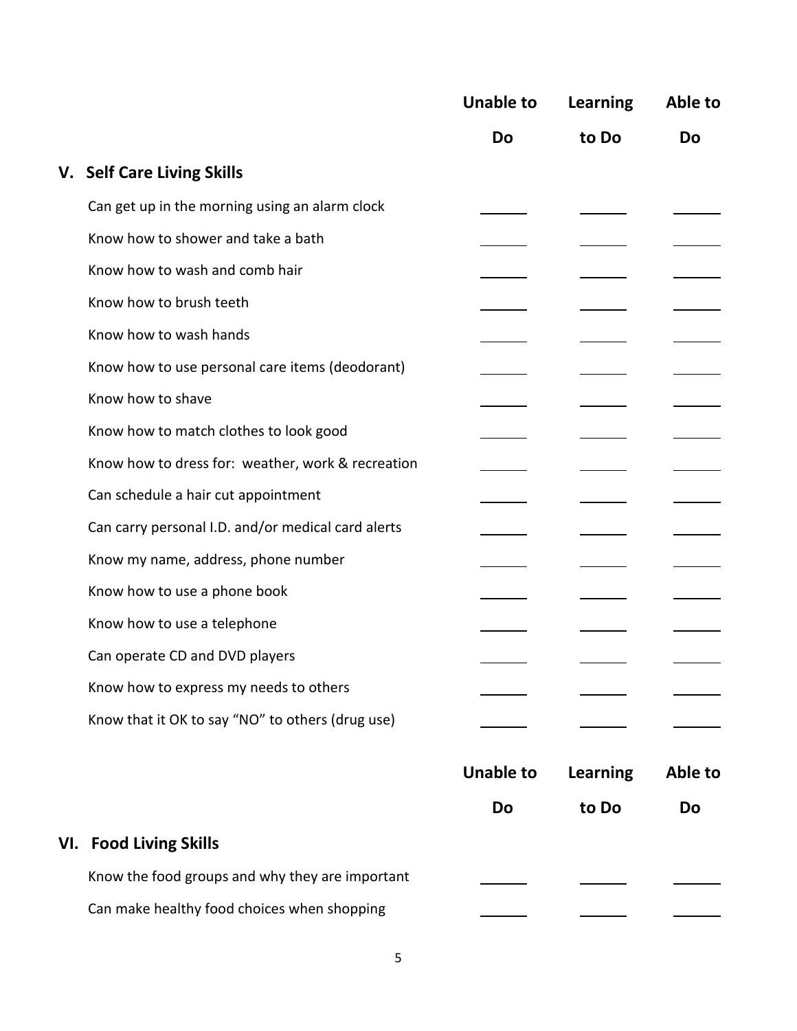| | Unable to Do | Learning to Do | Able to Do |
|---|---|---|---|
| **V. Self Care Living Skills** | | | |
| Can get up in the morning using an alarm clock | ______ | ______ | ______ |
| Know how to shower and take a bath | ______ | ______ | ______ |
| Know how to wash and comb hair | ______ | ______ | ______ |
| Know how to brush teeth | ______ | ______ | ______ |
| Know how to wash hands | ______ | ______ | ______ |
| Know how to use personal care items (deodorant) | ______ | ______ | ______ |
| Know how to shave | ______ | ______ | ______ |
| Know how to match clothes to look good | ______ | ______ | ______ |
| Know how to dress for: weather, work & recreation | ______ | ______ | ______ |
| Can schedule a hair cut appointment | ______ | ______ | ______ |
| Can carry personal I.D. and/or medical card alerts | ______ | ______ | ______ |
| Know my name, address, phone number | ______ | ______ | ______ |
| Know how to use a phone book | ______ | ______ | ______ |
| Know how to use a telephone | ______ | ______ | ______ |
| Can operate CD and DVD players | ______ | ______ | ______ |
| Know how to express my needs to others | ______ | ______ | ______ |
| Know that it OK to say "NO" to others (drug use) | ______ | ______ | ______ |

| | Unable to Do | Learning to Do | Able to Do |
|---|---|---|---|
| **VI. Food Living Skills** | | | |
| Know the food groups and why they are important | ______ | ______ | ______ |
| Can make healthy food choices when shopping | ______ | ______ | ______ |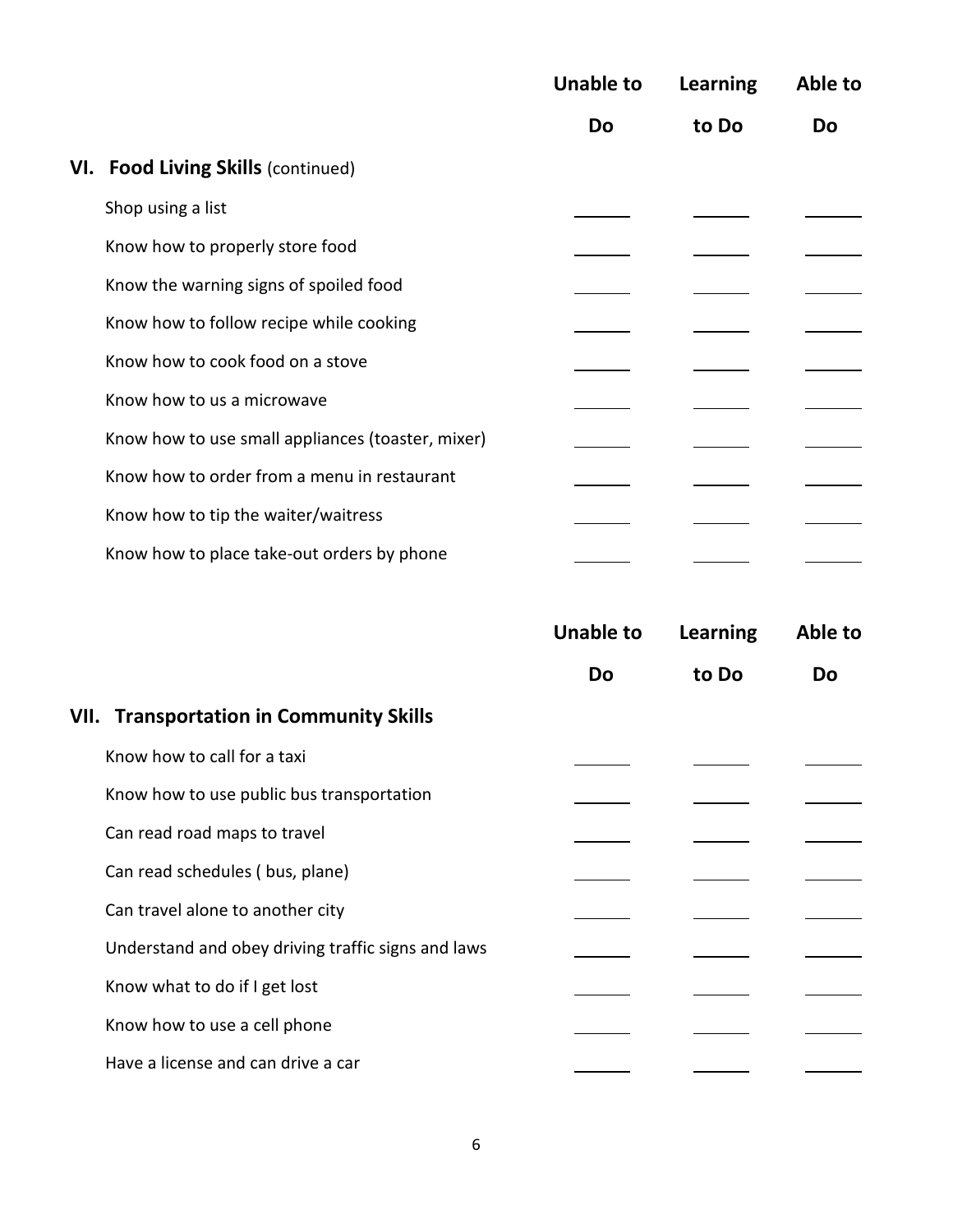| | Unable to Do | Learning to Do | Able to Do |
|---|---|---|---|
| **VI. Food Living Skills** (continued) | | | |
| Shop using a list | ______ | ______ | ______ |
| Know how to properly store food | ______ | ______ | ______ |
| Know the warning signs of spoiled food | ______ | ______ | ______ |
| Know how to follow recipe while cooking | ______ | ______ | ______ |
| Know how to cook food on a stove | ______ | ______ | ______ |
| Know how to us a microwave | ______ | ______ | ______ |
| Know how to use small appliances (toaster, mixer) | ______ | ______ | ______ |
| Know how to order from a menu in restaurant | ______ | ______ | ______ |
| Know how to tip the waiter/waitress | ______ | ______ | ______ |
| Know how to place take-out orders by phone | ______ | ______ | ______ |

| | Unable to Do | Learning to Do | Able to Do |
|---|---|---|---|
| **VII. Transportation in Community Skills** | | | |
| Know how to call for a taxi | ______ | ______ | ______ |
| Know how to use public bus transportation | ______ | ______ | ______ |
| Can read road maps to travel | ______ | ______ | ______ |
| Can read schedules ( bus, plane) | ______ | ______ | ______ |
| Can travel alone to another city | ______ | ______ | ______ |
| Understand and obey driving traffic signs and laws | ______ | ______ | ______ |
| Know what to do if I get lost | ______ | ______ | ______ |
| Know how to use a cell phone | ______ | ______ | ______ |
| Have a license and can drive a car | ______ | ______ | ______ |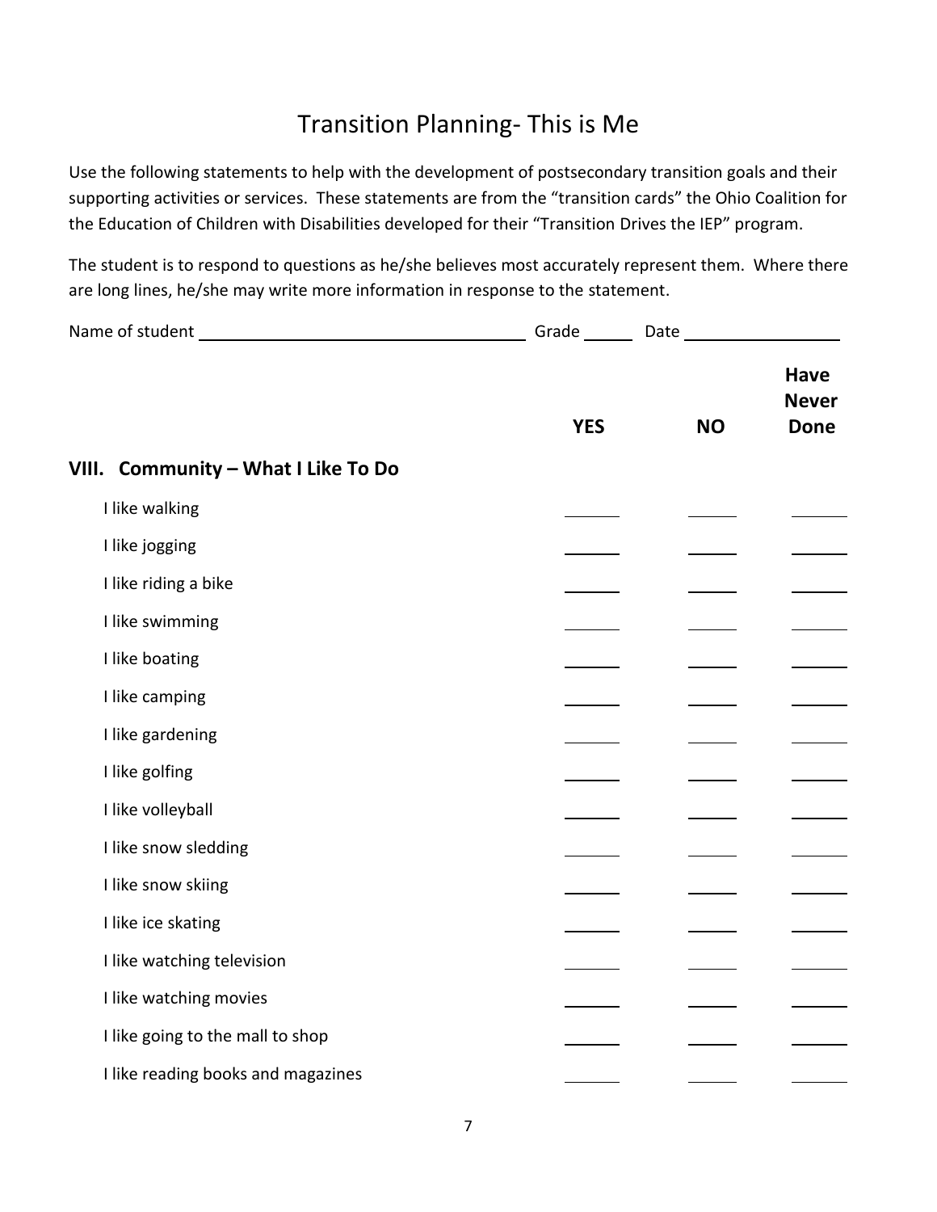# Transition Planning- This is Me

Use the following statements to help with the development of postsecondary transition goals and their supporting activities or services. These statements are from the "transition cards" the Ohio Coalition for the Education of Children with Disabilities developed for their "Transition Drives the IEP" program.

The student is to respond to questions as he/she believes most accurately represent them. Where there are long lines, he/she may write more information in response to the statement.

Name of student ______________________________ Grade _____ Date _______________

| | **YES** | **NO** | **Have Never Done** |
|---|---|---|---|
| **VIII. Community – What I Like To Do** | | | |
| I like walking | ______ | ______ | ______ |
| I like jogging | ______ | ______ | ______ |
| I like riding a bike | ______ | ______ | ______ |
| I like swimming | ______ | ______ | ______ |
| I like boating | ______ | ______ | ______ |
| I like camping | ______ | ______ | ______ |
| I like gardening | ______ | ______ | ______ |
| I like golfing | ______ | ______ | ______ |
| I like volleyball | ______ | ______ | ______ |
| I like snow sledding | ______ | ______ | ______ |
| I like snow skiing | ______ | ______ | ______ |
| I like ice skating | ______ | ______ | ______ |
| I like watching television | ______ | ______ | ______ |
| I like watching movies | ______ | ______ | ______ |
| I like going to the mall to shop | ______ | ______ | ______ |
| I like reading books and magazines | ______ | ______ | ______ |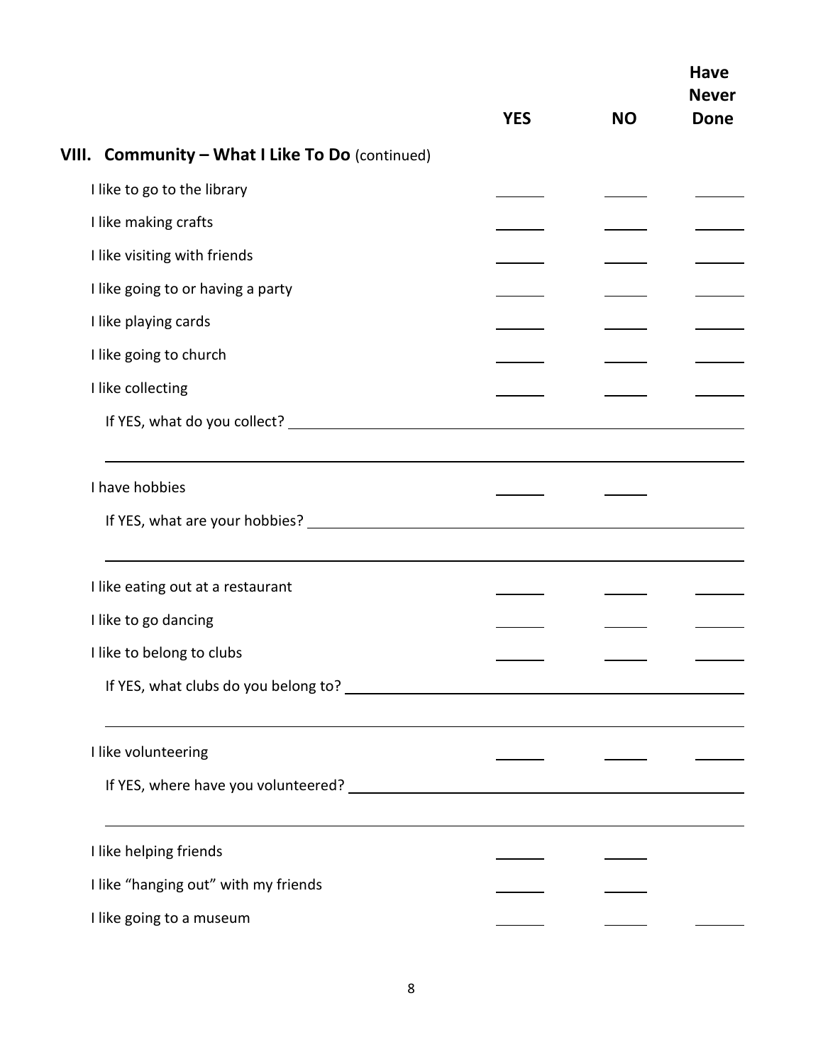| | YES | NO | Have Never Done |
|---|---|---|---|
| **VIII. Community – What I Like To Do** (continued) | | | |
| I like to go to the library | ______ | ______ | ______ |
| I like making crafts | ______ | ______ | ______ |
| I like visiting with friends | ______ | ______ | ______ |
| I like going to or having a party | ______ | ______ | ______ |
| I like playing cards | ______ | ______ | ______ |
| I like going to church | ______ | ______ | ______ |
| I like collecting | ______ | ______ | ______ |
| If YES, what do you collect? ______________________________ | | | |
| I have hobbies | ______ | ______ | |
| If YES, what are your hobbies? ______________________________ | | | |
| I like eating out at a restaurant | ______ | ______ | ______ |
| I like to go dancing | ______ | ______ | ______ |
| I like to belong to clubs | ______ | ______ | ______ |
| If YES, what clubs do you belong to? ______________________________ | | | |
| I like volunteering | ______ | ______ | ______ |
| If YES, where have you volunteered? ______________________________ | | | |
| I like helping friends | ______ | ______ | |
| I like "hanging out" with my friends | ______ | ______ | |
| I like going to a museum | ______ | ______ | ______ |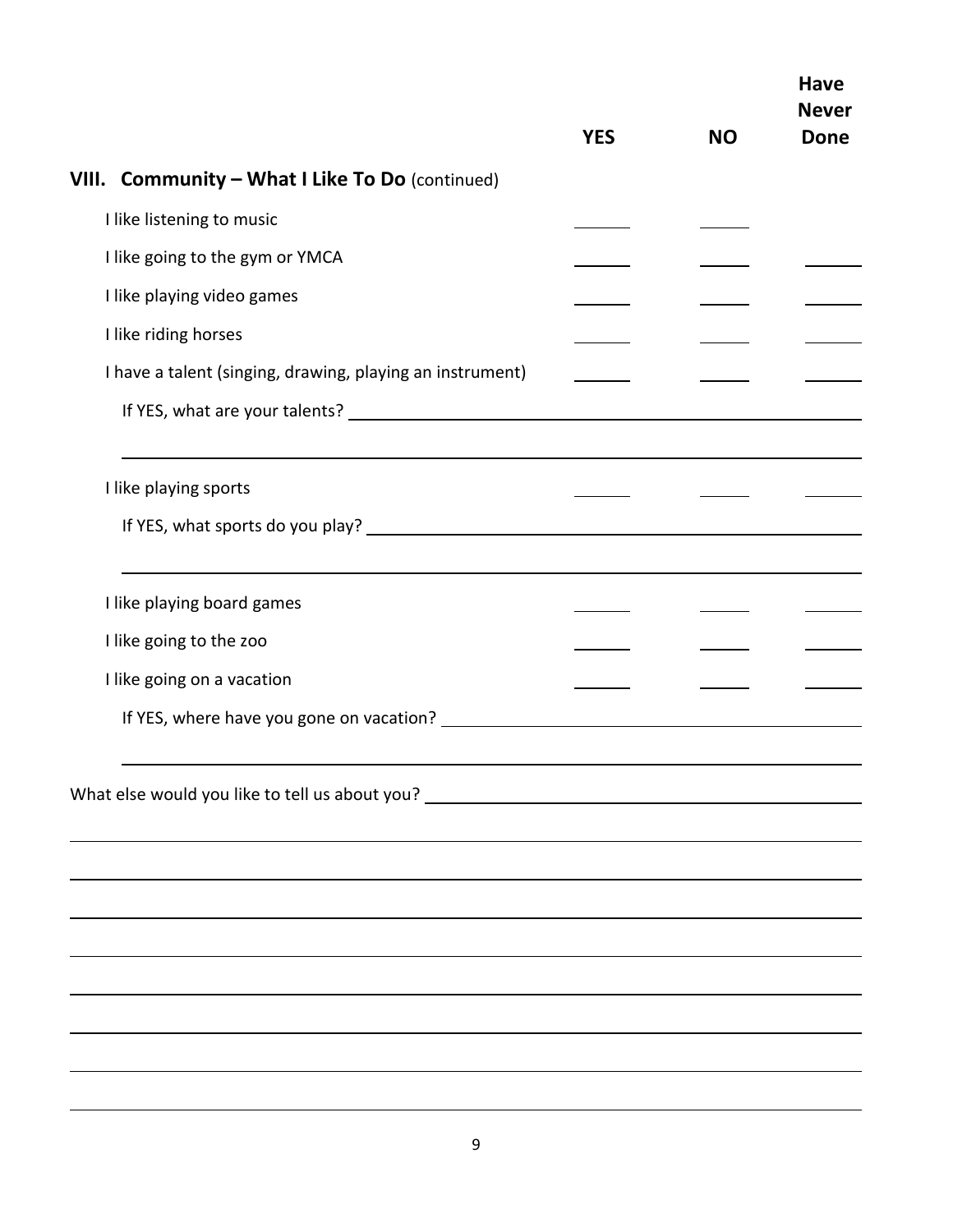| | YES | NO | Have Never Done |
|---|---|---|---|
| **VIII. Community – What I Like To Do** (continued) | | | |
| I like listening to music | ______ | ______ | |
| I like going to the gym or YMCA | ______ | ______ | ______ |
| I like playing video games | ______ | ______ | ______ |
| I like riding horses | ______ | ______ | ______ |
| I have a talent (singing, drawing, playing an instrument) | ______ | ______ | ______ |

If YES, what are your talents? ______________________________________________

__________________________________________________________________________

| | YES | NO | Have Never Done |
|---|---|---|---|
| I like playing sports | ______ | ______ | ______ |

If YES, what sports do you play? ______________________________________________

__________________________________________________________________________

| | YES | NO | Have Never Done |
|---|---|---|---|
| I like playing board games | ______ | ______ | ______ |
| I like going to the zoo | ______ | ______ | ______ |
| I like going on a vacation | ______ | ______ | ______ |

If YES, where have you gone on vacation? ______________________________________

__________________________________________________________________________

What else would you like to tell us about you? __________________________________

__________________________________________________________________________

__________________________________________________________________________

__________________________________________________________________________

__________________________________________________________________________

__________________________________________________________________________

__________________________________________________________________________

__________________________________________________________________________

__________________________________________________________________________